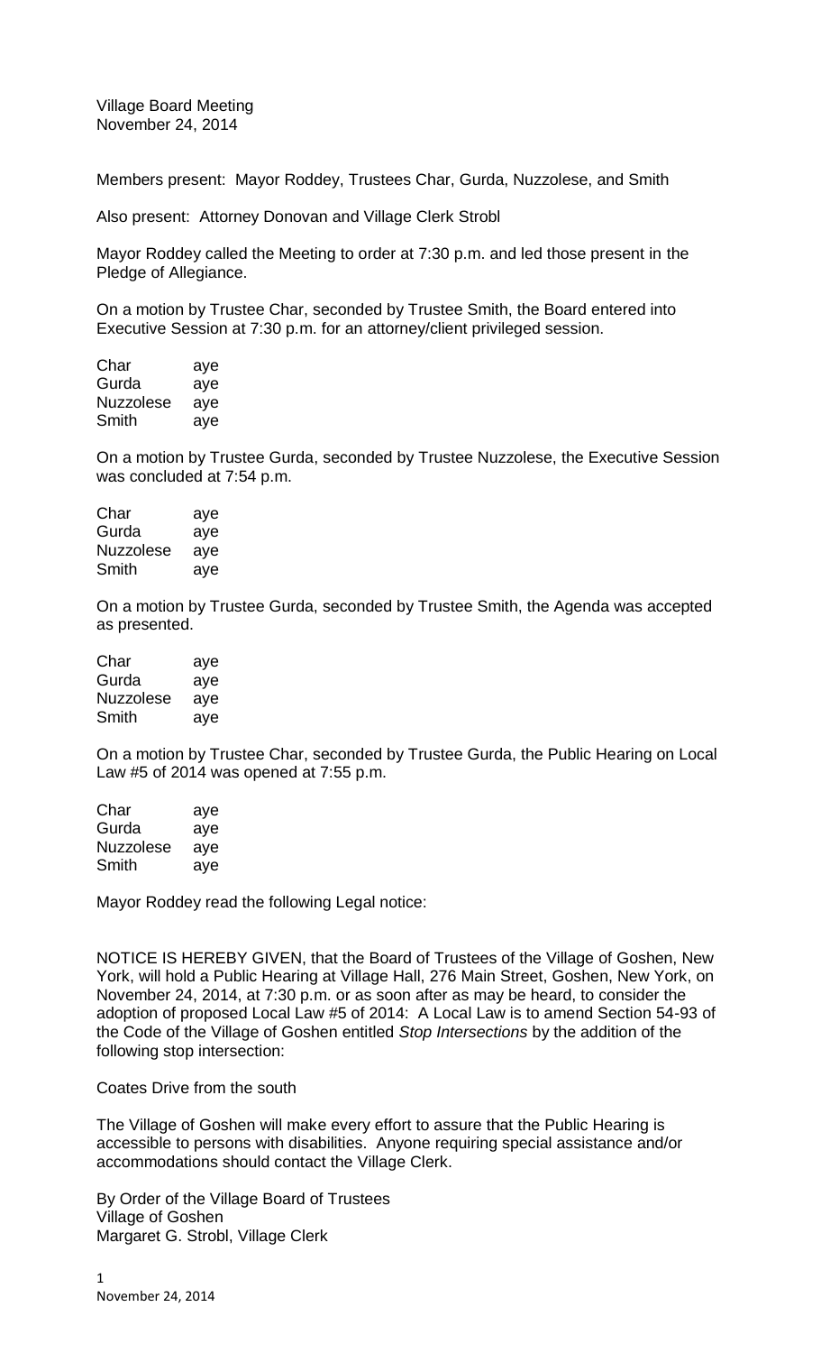Village Board Meeting
November 24, 2014

Members present: Mayor Roddey, Trustees Char, Gurda, Nuzzolese, and Smith

Also present: Attorney Donovan and Village Clerk Strobl

Mayor Roddey called the Meeting to order at 7:30 p.m. and led those present in the Pledge of Allegiance.

On a motion by Trustee Char, seconded by Trustee Smith, the Board entered into Executive Session at 7:30 p.m. for an attorney/client privileged session.

| | |
|---|---|
| Char | aye |
| Gurda | aye |
| Nuzzolese | aye |
| Smith | aye |

On a motion by Trustee Gurda, seconded by Trustee Nuzzolese, the Executive Session was concluded at 7:54 p.m.

| | |
|---|---|
| Char | aye |
| Gurda | aye |
| Nuzzolese | aye |
| Smith | aye |

On a motion by Trustee Gurda, seconded by Trustee Smith, the Agenda was accepted as presented.

| | |
|---|---|
| Char | aye |
| Gurda | aye |
| Nuzzolese | aye |
| Smith | aye |

On a motion by Trustee Char, seconded by Trustee Gurda, the Public Hearing on Local Law #5 of 2014 was opened at 7:55 p.m.

| | |
|---|---|
| Char | aye |
| Gurda | aye |
| Nuzzolese | aye |
| Smith | aye |

Mayor Roddey read the following Legal notice:

NOTICE IS HEREBY GIVEN, that the Board of Trustees of the Village of Goshen, New York, will hold a Public Hearing at Village Hall, 276 Main Street, Goshen, New York, on November 24, 2014, at 7:30 p.m. or as soon after as may be heard, to consider the adoption of proposed Local Law #5 of 2014: A Local Law is to amend Section 54-93 of the Code of the Village of Goshen entitled *Stop Intersections* by the addition of the following stop intersection:

Coates Drive from the south

The Village of Goshen will make every effort to assure that the Public Hearing is accessible to persons with disabilities. Anyone requiring special assistance and/or accommodations should contact the Village Clerk.

By Order of the Village Board of Trustees
Village of Goshen
Margaret G. Strobl, Village Clerk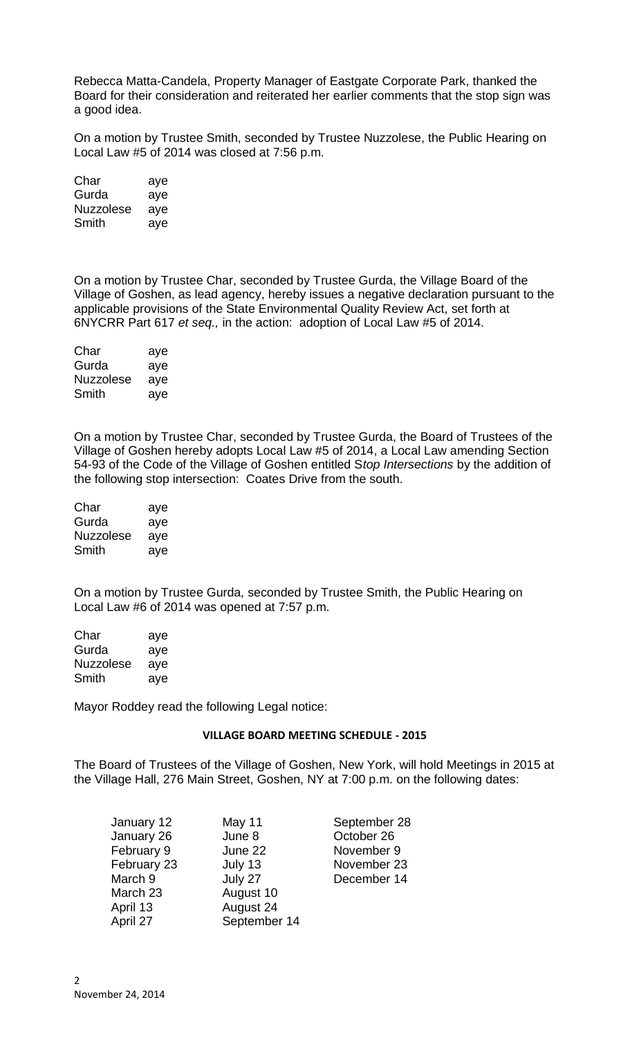Rebecca Matta-Candela, Property Manager of Eastgate Corporate Park, thanked the Board for their consideration and reiterated her earlier comments that the stop sign was a good idea.

On a motion by Trustee Smith, seconded by Trustee Nuzzolese, the Public Hearing on Local Law #5 of 2014 was closed at 7:56 p.m.

| | |
|---|---|
| Char | aye |
| Gurda | aye |
| Nuzzolese | aye |
| Smith | aye |

On a motion by Trustee Char, seconded by Trustee Gurda, the Village Board of the Village of Goshen, as lead agency, hereby issues a negative declaration pursuant to the applicable provisions of the State Environmental Quality Review Act, set forth at 6NYCRR Part 617 *et seq.,* in the action: adoption of Local Law #5 of 2014.

| | |
|---|---|
| Char | aye |
| Gurda | aye |
| Nuzzolese | aye |
| Smith | aye |

On a motion by Trustee Char, seconded by Trustee Gurda, the Board of Trustees of the Village of Goshen hereby adopts Local Law #5 of 2014, a Local Law amending Section 54-93 of the Code of the Village of Goshen entitled S*top Intersections* by the addition of the following stop intersection: Coates Drive from the south.

| | |
|---|---|
| Char | aye |
| Gurda | aye |
| Nuzzolese | aye |
| Smith | aye |

On a motion by Trustee Gurda, seconded by Trustee Smith, the Public Hearing on Local Law #6 of 2014 was opened at 7:57 p.m.

| | |
|---|---|
| Char | aye |
| Gurda | aye |
| Nuzzolese | aye |
| Smith | aye |

Mayor Roddey read the following Legal notice:

**VILLAGE BOARD MEETING SCHEDULE - 2015**

The Board of Trustees of the Village of Goshen, New York, will hold Meetings in 2015 at the Village Hall, 276 Main Street, Goshen, NY at 7:00 p.m. on the following dates:

| | | |
|---|---|---|
| January 12 | May 11 | September 28 |
| January 26 | June 8 | October 26 |
| February 9 | June 22 | November 9 |
| February 23 | July 13 | November 23 |
| March 9 | July 27 | December 14 |
| March 23 | August 10 | |
| April 13 | August 24 | |
| April 27 | September 14 | |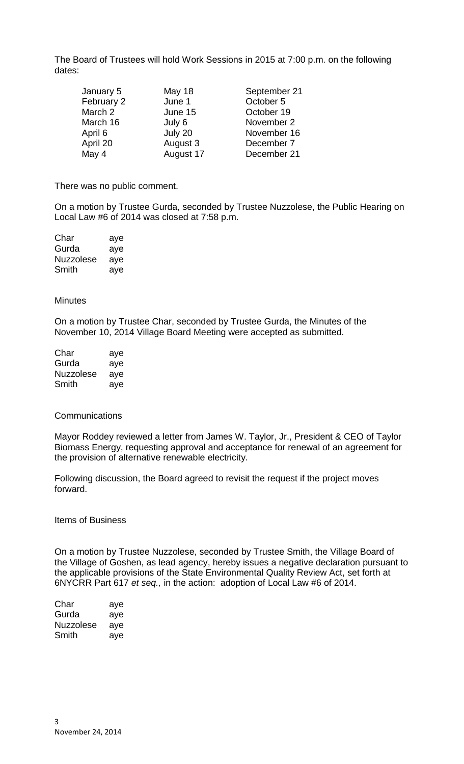The Board of Trustees will hold Work Sessions in 2015 at 7:00 p.m. on the following dates:

| | | |
|---|---|---|
| January 5 | May 18 | September 21 |
| February 2 | June 1 | October 5 |
| March 2 | June 15 | October 19 |
| March 16 | July 6 | November 2 |
| April 6 | July 20 | November 16 |
| April 20 | August 3 | December 7 |
| May 4 | August 17 | December 21 |

There was no public comment.

On a motion by Trustee Gurda, seconded by Trustee Nuzzolese, the Public Hearing on Local Law #6 of 2014 was closed at 7:58 p.m.

| | |
|---|---|
| Char | aye |
| Gurda | aye |
| Nuzzolese | aye |
| Smith | aye |

Minutes

On a motion by Trustee Char, seconded by Trustee Gurda, the Minutes of the November 10, 2014 Village Board Meeting were accepted as submitted.

| | |
|---|---|
| Char | aye |
| Gurda | aye |
| Nuzzolese | aye |
| Smith | aye |

Communications

Mayor Roddey reviewed a letter from James W. Taylor, Jr., President & CEO of Taylor Biomass Energy, requesting approval and acceptance for renewal of an agreement for the provision of alternative renewable electricity.

Following discussion, the Board agreed to revisit the request if the project moves forward.

Items of Business

On a motion by Trustee Nuzzolese, seconded by Trustee Smith, the Village Board of the Village of Goshen, as lead agency, hereby issues a negative declaration pursuant to the applicable provisions of the State Environmental Quality Review Act, set forth at 6NYCRR Part 617 *et seq.,* in the action: adoption of Local Law #6 of 2014.

| | |
|---|---|
| Char | aye |
| Gurda | aye |
| Nuzzolese | aye |
| Smith | aye |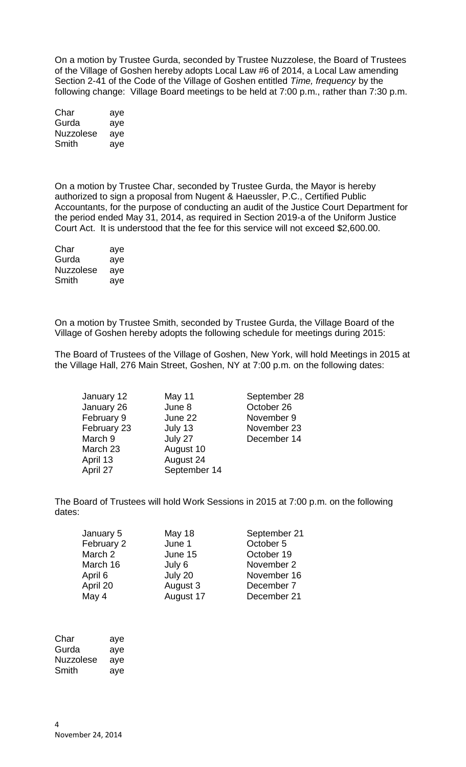On a motion by Trustee Gurda, seconded by Trustee Nuzzolese, the Board of Trustees of the Village of Goshen hereby adopts Local Law #6 of 2014, a Local Law amending Section 2-41 of the Code of the Village of Goshen entitled *Time, frequency* by the following change: Village Board meetings to be held at 7:00 p.m., rather than 7:30 p.m.

| | |
|---|---|
| Char | aye |
| Gurda | aye |
| Nuzzolese | aye |
| Smith | aye |

On a motion by Trustee Char, seconded by Trustee Gurda, the Mayor is hereby authorized to sign a proposal from Nugent & Haeussler, P.C., Certified Public Accountants, for the purpose of conducting an audit of the Justice Court Department for the period ended May 31, 2014, as required in Section 2019-a of the Uniform Justice Court Act. It is understood that the fee for this service will not exceed $2,600.00.

| | |
|---|---|
| Char | aye |
| Gurda | aye |
| Nuzzolese | aye |
| Smith | aye |

On a motion by Trustee Smith, seconded by Trustee Gurda, the Village Board of the Village of Goshen hereby adopts the following schedule for meetings during 2015:

The Board of Trustees of the Village of Goshen, New York, will hold Meetings in 2015 at the Village Hall, 276 Main Street, Goshen, NY at 7:00 p.m. on the following dates:

| | | |
|---|---|---|
| January 12 | May 11 | September 28 |
| January 26 | June 8 | October 26 |
| February 9 | June 22 | November 9 |
| February 23 | July 13 | November 23 |
| March 9 | July 27 | December 14 |
| March 23 | August 10 | |
| April 13 | August 24 | |
| April 27 | September 14 | |

The Board of Trustees will hold Work Sessions in 2015 at 7:00 p.m. on the following dates:

| | | |
|---|---|---|
| January 5 | May 18 | September 21 |
| February 2 | June 1 | October 5 |
| March 2 | June 15 | October 19 |
| March 16 | July 6 | November 2 |
| April 6 | July 20 | November 16 |
| April 20 | August 3 | December 7 |
| May 4 | August 17 | December 21 |

| | |
|---|---|
| Char | aye |
| Gurda | aye |
| Nuzzolese | aye |
| Smith | aye |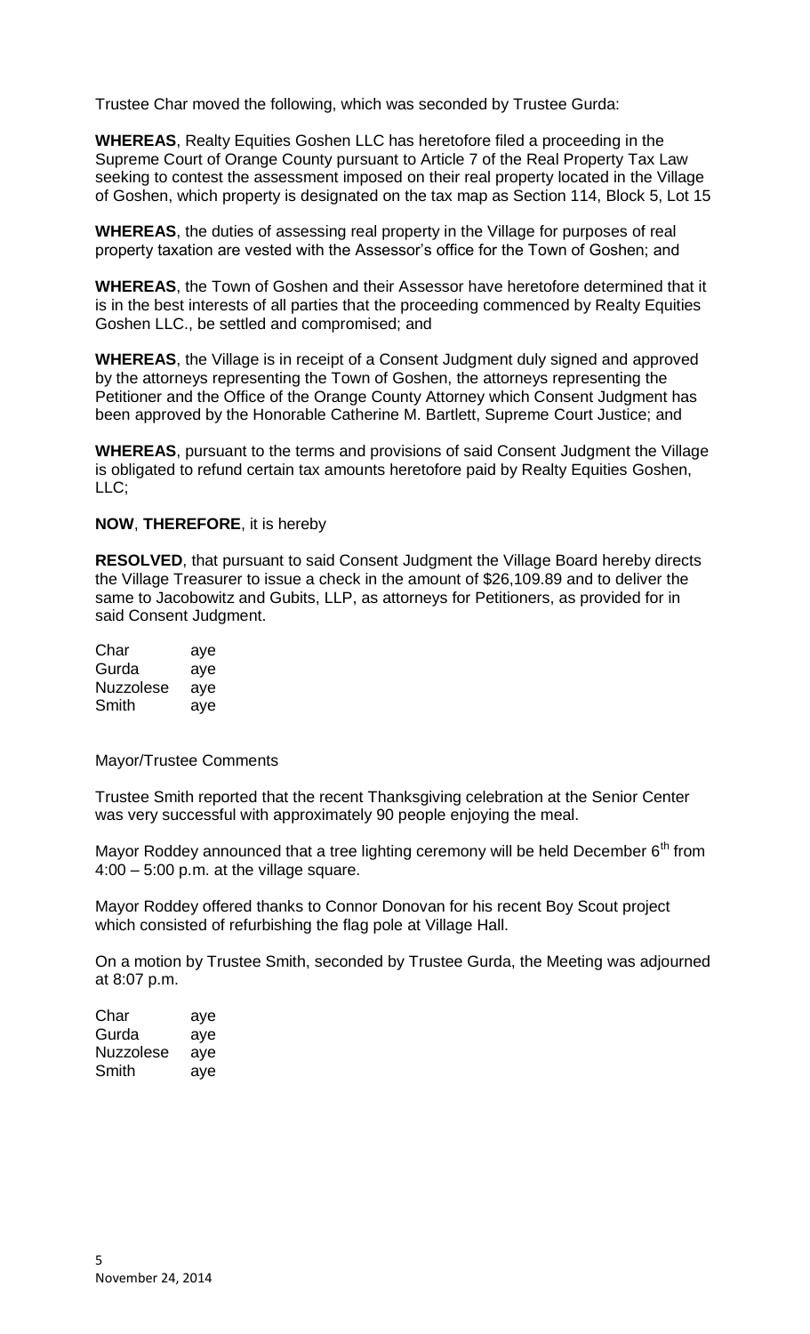Trustee Char moved the following, which was seconded by Trustee Gurda:

**WHEREAS**, Realty Equities Goshen LLC has heretofore filed a proceeding in the Supreme Court of Orange County pursuant to Article 7 of the Real Property Tax Law seeking to contest the assessment imposed on their real property located in the Village of Goshen, which property is designated on the tax map as Section 114, Block 5, Lot 15

**WHEREAS**, the duties of assessing real property in the Village for purposes of real property taxation are vested with the Assessor's office for the Town of Goshen; and

**WHEREAS**, the Town of Goshen and their Assessor have heretofore determined that it is in the best interests of all parties that the proceeding commenced by Realty Equities Goshen LLC., be settled and compromised; and

**WHEREAS**, the Village is in receipt of a Consent Judgment duly signed and approved by the attorneys representing the Town of Goshen, the attorneys representing the Petitioner and the Office of the Orange County Attorney which Consent Judgment has been approved by the Honorable Catherine M. Bartlett, Supreme Court Justice; and

**WHEREAS**, pursuant to the terms and provisions of said Consent Judgment the Village is obligated to refund certain tax amounts heretofore paid by Realty Equities Goshen, LLC;

**NOW**, **THEREFORE**, it is hereby

**RESOLVED**, that pursuant to said Consent Judgment the Village Board hereby directs the Village Treasurer to issue a check in the amount of $26,109.89 and to deliver the same to Jacobowitz and Gubits, LLP, as attorneys for Petitioners, as provided for in said Consent Judgment.

| | |
|---|---|
| Char | aye |
| Gurda | aye |
| Nuzzolese | aye |
| Smith | aye |

Mayor/Trustee Comments

Trustee Smith reported that the recent Thanksgiving celebration at the Senior Center was very successful with approximately 90 people enjoying the meal.

Mayor Roddey announced that a tree lighting ceremony will be held December 6th from 4:00 – 5:00 p.m. at the village square.

Mayor Roddey offered thanks to Connor Donovan for his recent Boy Scout project which consisted of refurbishing the flag pole at Village Hall.

On a motion by Trustee Smith, seconded by Trustee Gurda, the Meeting was adjourned at 8:07 p.m.

| | |
|---|---|
| Char | aye |
| Gurda | aye |
| Nuzzolese | aye |
| Smith | aye |

November 24, 2014